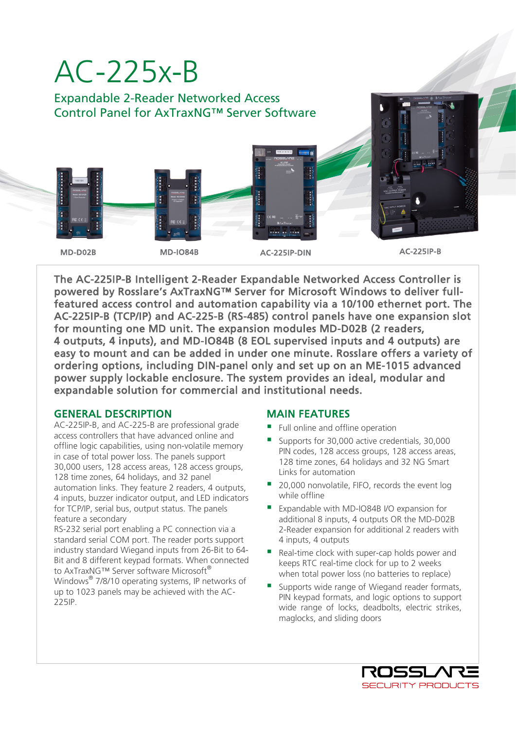# AC-225x-B

## Expandable 2-Reader Networked Access Control Panel for AxTraxNG™ Server Software

MD-D02B

MD-IO84B

AC-225IP-DIN

AC-225IP-B

**The AC-225IP-B Intelligent 2-Reader Expandable Networked Access Controller is powered by Rosslare's AxTraxNG™ Server for Microsoft Windows to deliver full-featured access control and automation capability via a 10/100 ethernet port. The AC-225IP-B (TCP/IP) and AC-225-B (RS-485) control panels have one expansion slot for mounting one MD unit. The expansion modules MD-D02B (2 readers, 4 outputs, 4 inputs), and MD-IO84B (8 EOL supervised inputs and 4 outputs) are easy to mount and can be added in under one minute. Rosslare offers a variety of ordering options, including DIN-panel only and set up on an ME-1015 advanced power supply lockable enclosure. The system provides an ideal, modular and expandable solution for commercial and institutional needs.**

## GENERAL DESCRIPTION

AC-225IP-B, and AC-225-B are professional grade access controllers that have advanced online and offline logic capabilities, using non-volatile memory in case of total power loss. The panels support 30,000 users, 128 access areas, 128 access groups, 128 time zones, 64 holidays, and 32 panel automation links. They feature 2 readers, 4 outputs, 4 inputs, buzzer indicator output, and LED indicators for TCP/IP, serial bus, output status. The panels feature a secondary RS-232 serial port enabling a PC connection via a standard serial COM port. The reader ports support industry standard Wiegand inputs from 26-Bit to 64-Bit and 8 different keypad formats. When connected to AxTraxNG™ Server software Microsoft® Windows® 7/8/10 operating systems, IP networks of up to 1023 panels may be achieved with the AC-225IP.

## MAIN FEATURES

- Full online and offline operation
- Supports for 30,000 active credentials, 30,000 PIN codes, 128 access groups, 128 access areas, 128 time zones, 64 holidays and 32 NG Smart Links for automation
- 20,000 nonvolatile, FIFO, records the event log while offline
- Expandable with MD-IO84B I/O expansion for additional 8 inputs, 4 outputs OR the MD-D02B 2-Reader expansion for additional 2 readers with 4 inputs, 4 outputs
- Real-time clock with super-cap holds power and keeps RTC real-time clock for up to 2 weeks when total power loss (no batteries to replace)
- Supports wide range of Wiegand reader formats, PIN keypad formats, and logic options to support wide range of locks, deadbolts, electric strikes, maglocks, and sliding doors

ROSSLARE
SECURITY PRODUCTS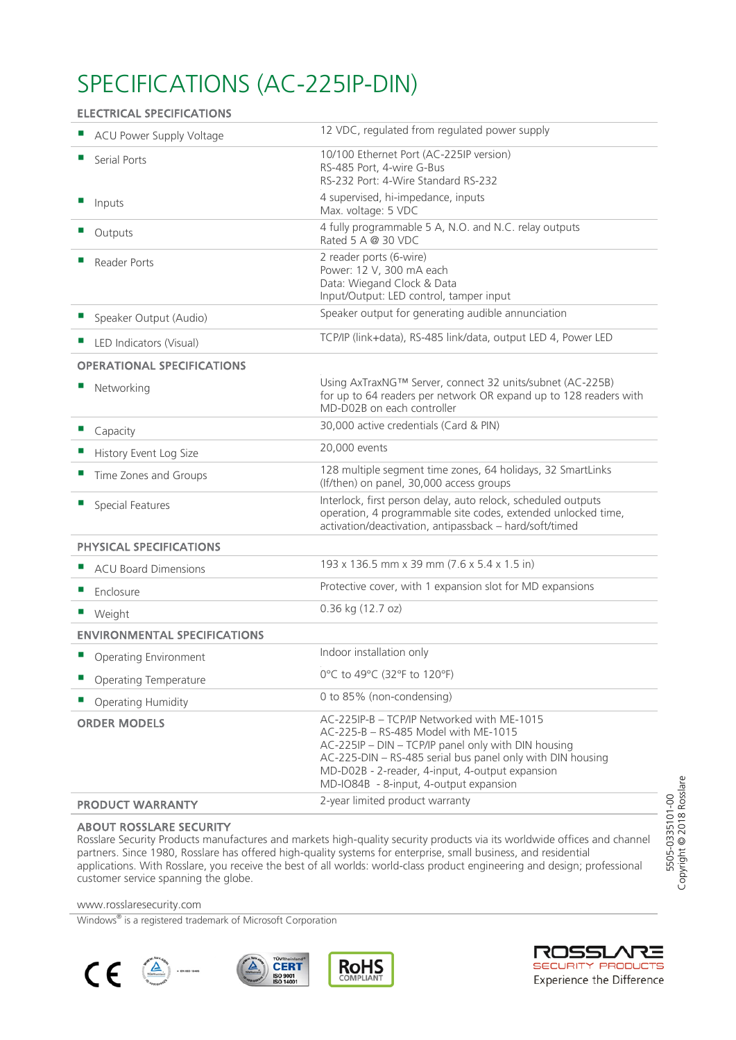# SPECIFICATIONS (AC-225IP-DIN)

| | |
|---|---|
| **ELECTRICAL SPECIFICATIONS** | |
| ACU Power Supply Voltage | 12 VDC, regulated from regulated power supply |
| Serial Ports | 10/100 Ethernet Port (AC-225IP version)<br>RS-485 Port, 4-wire G-Bus<br>RS-232 Port: 4-Wire Standard RS-232 |
| Inputs | 4 supervised, hi-impedance, inputs<br>Max. voltage: 5 VDC |
| Outputs | 4 fully programmable 5 A, N.O. and N.C. relay outputs<br>Rated 5 A @ 30 VDC |
| Reader Ports | 2 reader ports (6-wire)<br>Power: 12 V, 300 mA each<br>Data: Wiegand Clock & Data<br>Input/Output: LED control, tamper input |
| Speaker Output (Audio) | Speaker output for generating audible annunciation |
| LED Indicators (Visual) | TCP/IP (link+data), RS-485 link/data, output LED 4, Power LED |
| **OPERATIONAL SPECIFICATIONS** | |
| Networking | Using AxTraxNG™ Server, connect 32 units/subnet (AC-225B) for up to 64 readers per network OR expand up to 128 readers with MD-D02B on each controller |
| Capacity | 30,000 active credentials (Card & PIN) |
| History Event Log Size | 20,000 events |
| Time Zones and Groups | 128 multiple segment time zones, 64 holidays, 32 SmartLinks (If/then) on panel, 30,000 access groups |
| Special Features | Interlock, first person delay, auto relock, scheduled outputs operation, 4 programmable site codes, extended unlocked time, activation/deactivation, antipassback – hard/soft/timed |
| **PHYSICAL SPECIFICATIONS** | |
| ACU Board Dimensions | 193 x 136.5 mm x 39 mm (7.6 x 5.4 x 1.5 in) |
| Enclosure | Protective cover, with 1 expansion slot for MD expansions |
| Weight | 0.36 kg (12.7 oz) |
| **ENVIRONMENTAL SPECIFICATIONS** | |
| Operating Environment | Indoor installation only |
| Operating Temperature | 0°C to 49°C (32°F to 120°F) |
| Operating Humidity | 0 to 85% (non-condensing) |
| **ORDER MODELS** | AC-225IP-B – TCP/IP Networked with ME-1015<br>AC-225-B – RS-485 Model with ME-1015<br>AC-225IP – DIN – TCP/IP panel only with DIN housing<br>AC-225-DIN – RS-485 serial bus panel only with DIN housing<br>MD-D02B - 2-reader, 4-input, 4-output expansion<br>MD-IO84B - 8-input, 4-output expansion |
| **PRODUCT WARRANTY** | 2-year limited product warranty |

## ABOUT ROSSLARE SECURITY

Rosslare Security Products manufactures and markets high-quality security products via its worldwide offices and channel partners. Since 1980, Rosslare has offered high-quality systems for enterprise, small business, and residential applications. With Rosslare, you receive the best of all worlds: world-class product engineering and design; professional customer service spanning the globe.

www.rosslaresecurity.com

Windows® is a registered trademark of Microsoft Corporation

5505-0335101-00
Copyright © 2018 Rosslare

ROSSLARE SECURITY PRODUCTS
Experience the Difference